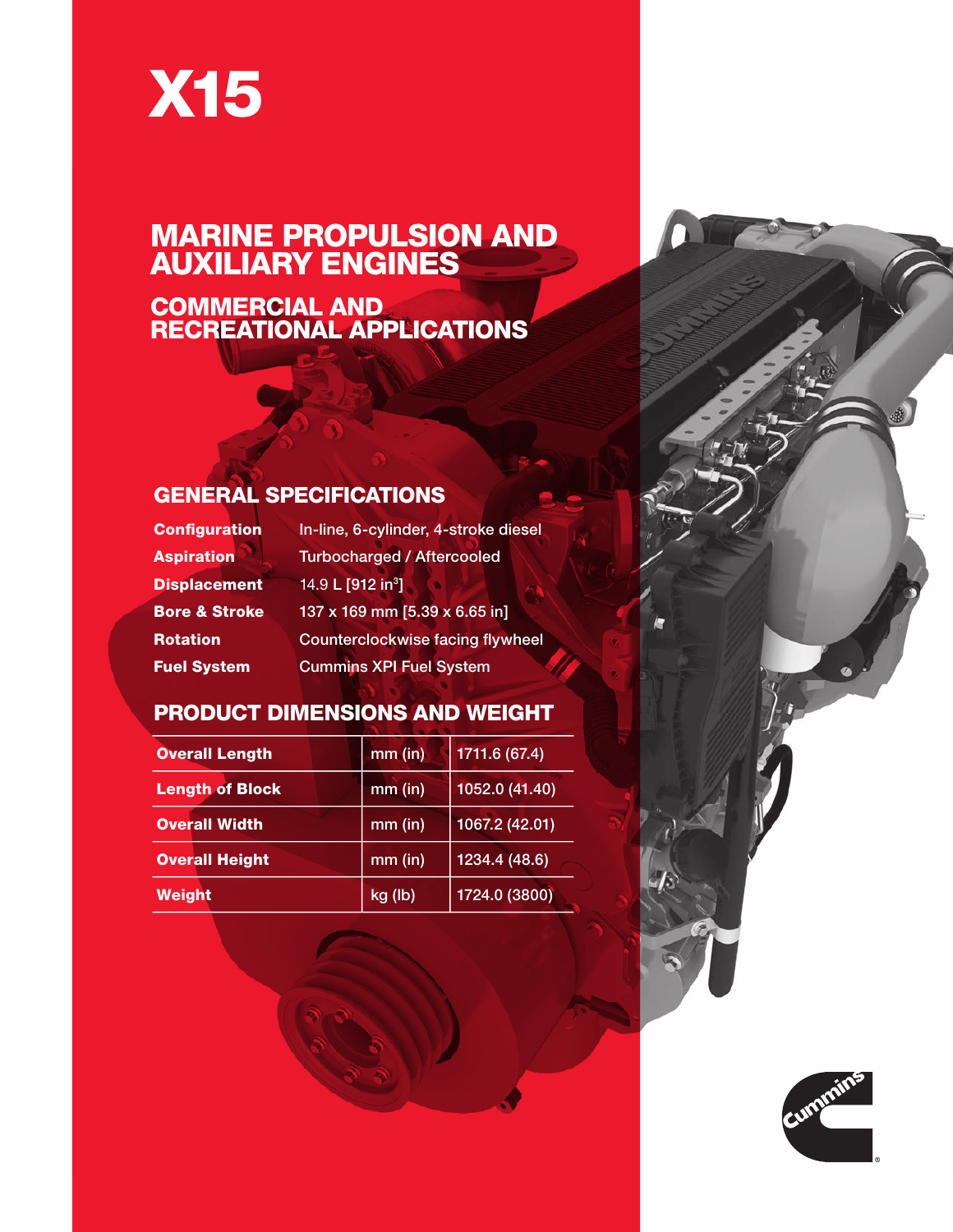# X15

## MARINE PROPULSION AND AUXILIARY ENGINES

### COMMERCIAL AND RECREATIONAL APPLICATIONS

## GENERAL SPECIFICATIONS

| | |
|---|---|
| **Configuration** | In-line, 6-cylinder, 4-stroke diesel |
| **Aspiration** | Turbocharged / Aftercooled |
| **Displacement** | 14.9 L [912 in$^3$] |
| **Bore & Stroke** | 137 x 169 mm [5.39 x 6.65 in] |
| **Rotation** | Counterclockwise facing flywheel |
| **Fuel System** | Cummins XPI Fuel System |

## PRODUCT DIMENSIONS AND WEIGHT

| | | |
|---|---|---|
| **Overall Length** | mm (in) | 1711.6 (67.4) |
| **Length of Block** | mm (in) | 1052.0 (41.40) |
| **Overall Width** | mm (in) | 1067.2 (42.01) |
| **Overall Height** | mm (in) | 1234.4 (48.6) |
| **Weight** | kg (lb) | 1724.0 (3800) |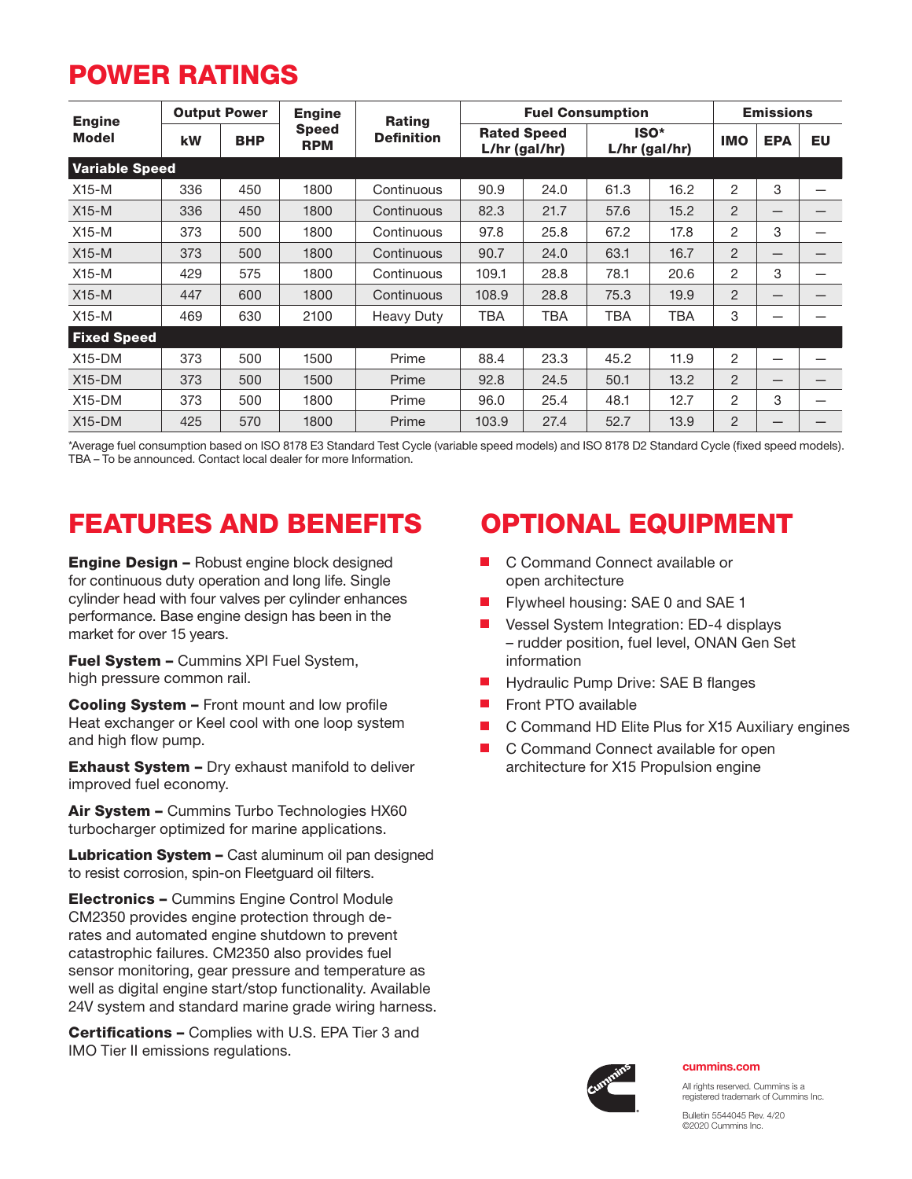# POWER RATINGS

| Engine Model | Output Power | | Engine Speed RPM | Rating Definition | Fuel Consumption | | | | Emissions | | |
|---|---|---|---|---|---|---|---|---|---|---|---|
| | kW | BHP | | | Rated Speed L/hr (gal/hr) | | ISO* L/hr (gal/hr) | | IMO | EPA | EU |
| **Variable Speed** | | | | | | | | | | | |
| X15-M | 336 | 450 | 1800 | Continuous | 90.9 | 24.0 | 61.3 | 16.2 | 2 | 3 | — |
| X15-M | 336 | 450 | 1800 | Continuous | 82.3 | 21.7 | 57.6 | 15.2 | 2 | — | — |
| X15-M | 373 | 500 | 1800 | Continuous | 97.8 | 25.8 | 67.2 | 17.8 | 2 | 3 | — |
| X15-M | 373 | 500 | 1800 | Continuous | 90.7 | 24.0 | 63.1 | 16.7 | 2 | — | — |
| X15-M | 429 | 575 | 1800 | Continuous | 109.1 | 28.8 | 78.1 | 20.6 | 2 | 3 | — |
| X15-M | 447 | 600 | 1800 | Continuous | 108.9 | 28.8 | 75.3 | 19.9 | 2 | — | — |
| X15-M | 469 | 630 | 2100 | Heavy Duty | TBA | TBA | TBA | TBA | 3 | — | — |
| **Fixed Speed** | | | | | | | | | | | |
| X15-DM | 373 | 500 | 1500 | Prime | 88.4 | 23.3 | 45.2 | 11.9 | 2 | — | — |
| X15-DM | 373 | 500 | 1500 | Prime | 92.8 | 24.5 | 50.1 | 13.2 | 2 | — | — |
| X15-DM | 373 | 500 | 1800 | Prime | 96.0 | 25.4 | 48.1 | 12.7 | 2 | 3 | — |
| X15-DM | 425 | 570 | 1800 | Prime | 103.9 | 27.4 | 52.7 | 13.9 | 2 | — | — |

*Average fuel consumption based on ISO 8178 E3 Standard Test Cycle (variable speed models) and ISO 8178 D2 Standard Cycle (fixed speed models).
TBA – To be announced. Contact local dealer for more Information.

# FEATURES AND BENEFITS

**Engine Design –** Robust engine block designed for continuous duty operation and long life. Single cylinder head with four valves per cylinder enhances performance. Base engine design has been in the market for over 15 years.

**Fuel System –** Cummins XPI Fuel System, high pressure common rail.

**Cooling System –** Front mount and low profile Heat exchanger or Keel cool with one loop system and high flow pump.

**Exhaust System –** Dry exhaust manifold to deliver improved fuel economy.

**Air System –** Cummins Turbo Technologies HX60 turbocharger optimized for marine applications.

**Lubrication System –** Cast aluminum oil pan designed to resist corrosion, spin-on Fleetguard oil filters.

**Electronics –** Cummins Engine Control Module CM2350 provides engine protection through de-rates and automated engine shutdown to prevent catastrophic failures. CM2350 also provides fuel sensor monitoring, gear pressure and temperature as well as digital engine start/stop functionality. Available 24V system and standard marine grade wiring harness.

**Certifications –** Complies with U.S. EPA Tier 3 and IMO Tier II emissions regulations.

# OPTIONAL EQUIPMENT

- C Command Connect available or open architecture
- Flywheel housing: SAE 0 and SAE 1
- Vessel System Integration: ED-4 displays – rudder position, fuel level, ONAN Gen Set information
- Hydraulic Pump Drive: SAE B flanges
- Front PTO available
- C Command HD Elite Plus for X15 Auxiliary engines
- C Command Connect available for open architecture for X15 Propulsion engine

cummins.com

All rights reserved. Cummins is a registered trademark of Cummins Inc.

Bulletin 5544045 Rev. 4/20
©2020 Cummins Inc.